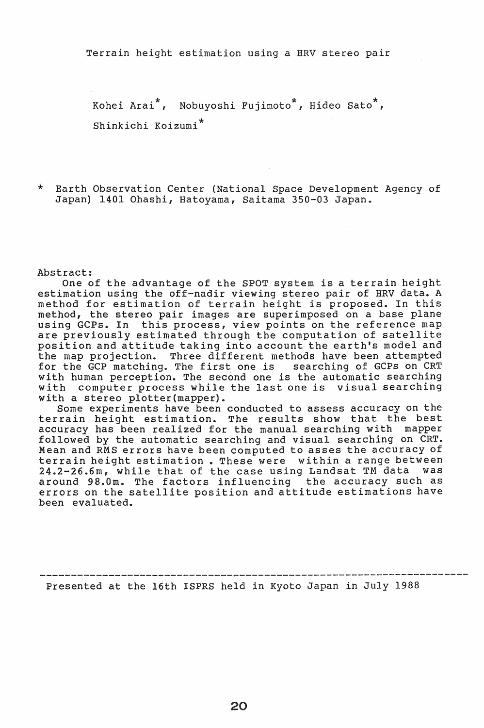# Terrain height estimation using a HRV stereo pair

Kohei Arai*, Nobuyoshi Fujimoto*, Hideo Sato*, Shinkichi Koizumi*

\* Earth Observation Center (National Space Development Agency of Japan) 1401 Ohashi, Hatoyama, Saitama 350-03 Japan.

## Abstract:

One of the advantage of the SPOT system is a terrain height estimation using the off-nadir viewing stereo pair of HRV data. A method for estimation of terrain height is proposed. In this method, the stereo pair images are superimposed on a base plane using GCPs. In this process, view points on the reference map are previously estimated through the computation of satellite position and attitude taking into account the earth's model and the map projection. Three different methods have been attempted for the GCP matching. The first one is searching of GCPs on CRT with human perception. The second one is the automatic searching with computer process while the last one is visual searching with a stereo plotter(mapper).

Some experiments have been conducted to assess accuracy on the terrain height estimation. The results show that the best accuracy has been realized for the manual searching with mapper followed by the automatic searching and visual searching on CRT. Mean and RMS errors have been computed to asses the accuracy of terrain height estimation . These were within a range between 24.2-26.6m, while that of the case using Landsat TM data was around 98.0m. The factors influencing the accuracy such as errors on the satellite position and attitude estimations have been evaluated.

---

Presented at the 16th ISPRS held in Kyoto Japan in July 1988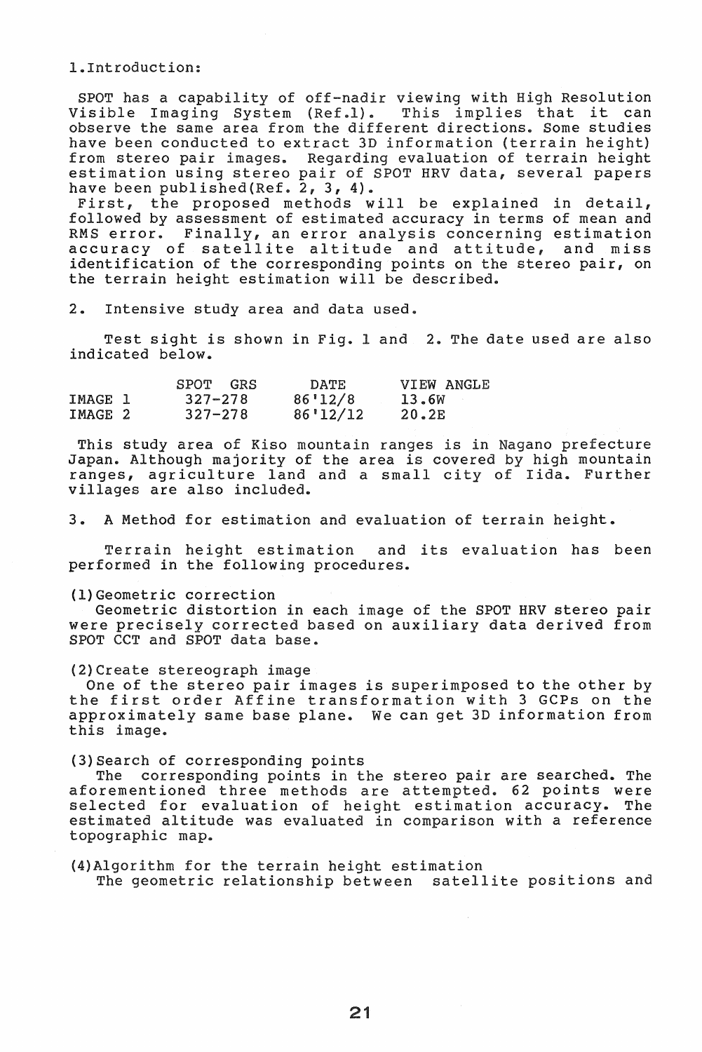## 1. Introduction:

SPOT has a capability of off-nadir viewing with High Resolution Visible Imaging System (Ref.1). This implies that it can observe the same area from the different directions. Some studies have been conducted to extract 3D information (terrain height) from stereo pair images. Regarding evaluation of terrain height estimation using stereo pair of SPOT HRV data, several papers have been published(Ref. 2, 3, 4).

First, the proposed methods will be explained in detail, followed by assessment of estimated accuracy in terms of mean and RMS error. Finally, an error analysis concerning estimation accuracy of satellite altitude and attitude, and miss identification of the corresponding points on the stereo pair, on the terrain height estimation will be described.

## 2. Intensive study area and data used.

Test sight is shown in Fig. 1 and 2. The date used are also indicated below.

| | SPOT GRS | DATE | VIEW ANGLE |
|---|---|---|---|
| IMAGE 1 | 327-278 | 86'12/8 | 13.6W |
| IMAGE 2 | 327-278 | 86'12/12 | 20.2E |

This study area of Kiso mountain ranges is in Nagano prefecture Japan. Although majority of the area is covered by high mountain ranges, agriculture land and a small city of Iida. Further villages are also included.

## 3. A Method for estimation and evaluation of terrain height.

Terrain height estimation and its evaluation has been performed in the following procedures.

(1) Geometric correction

Geometric distortion in each image of the SPOT HRV stereo pair were precisely corrected based on auxiliary data derived from SPOT CCT and SPOT data base.

(2) Create stereograph image

One of the stereo pair images is superimposed to the other by the first order Affine transformation with 3 GCPs on the approximately same base plane. We can get 3D information from this image.

(3) Search of corresponding points

The corresponding points in the stereo pair are searched. The aforementioned three methods are attempted. 62 points were selected for evaluation of height estimation accuracy. The estimated altitude was evaluated in comparison with a reference topographic map.

(4) Algorithm for the terrain height estimation

The geometric relationship between satellite positions and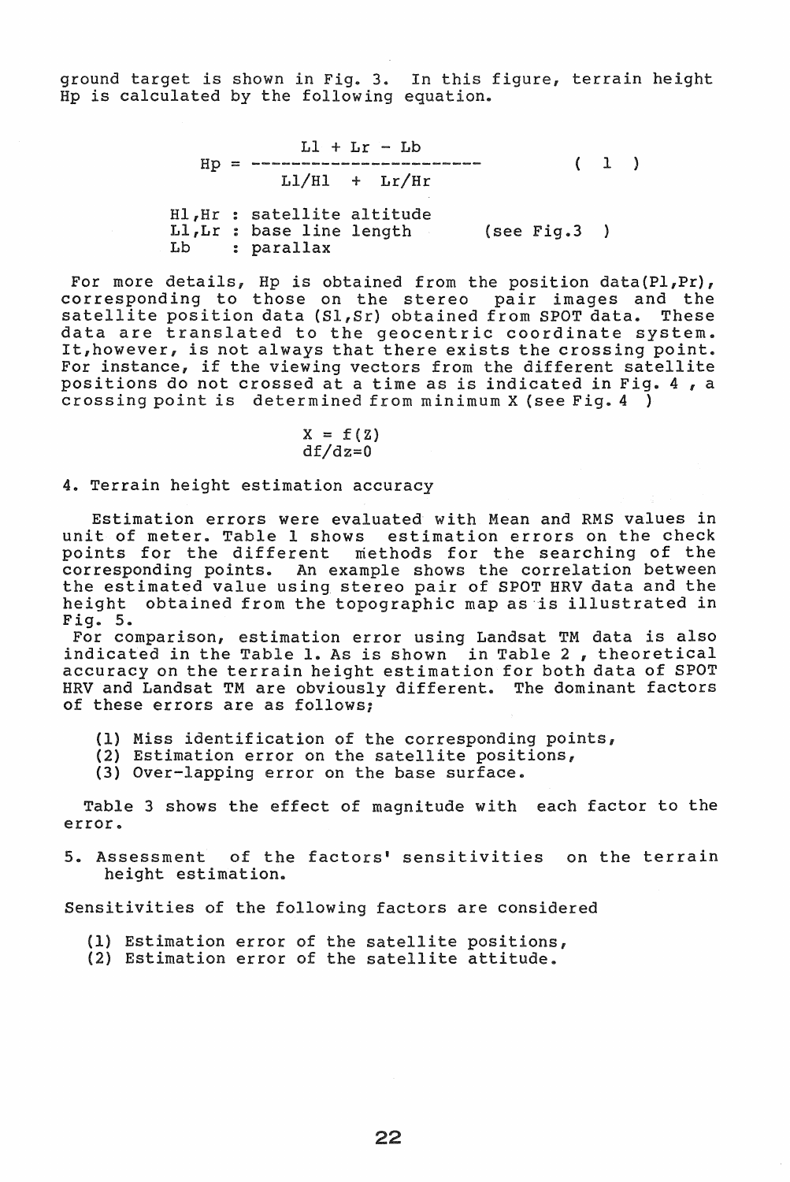ground target is shown in Fig. 3. In this figure, terrain height Hp is calculated by the following equation.

$$Hp = \frac{Ll + Lr - Lb}{Ll/Hl + Lr/Hr} \qquad (1)$$

Hl,Hr : satellite altitude
Ll,Lr : base line length (see Fig.3 )
Lb : parallax

For more details, Hp is obtained from the position data(Pl,Pr), corresponding to those on the stereo pair images and the satellite position data (Sl,Sr) obtained from SPOT data. These data are translated to the geocentric coordinate system. It,however, is not always that there exists the crossing point. For instance, if the viewing vectors from the different satellite positions do not crossed at a time as is indicated in Fig. 4 , a crossing point is determined from minimum X (see Fig. 4 )

$$X = f(Z)$$
$$df/dz=0$$

## 4. Terrain height estimation accuracy

Estimation errors were evaluated with Mean and RMS values in unit of meter. Table 1 shows estimation errors on the check points for the different methods for the searching of the corresponding points. An example shows the correlation between the estimated value using stereo pair of SPOT HRV data and the height obtained from the topographic map as is illustrated in Fig. 5.

For comparison, estimation error using Landsat TM data is also indicated in the Table 1. As is shown in Table 2 , theoretical accuracy on the terrain height estimation for both data of SPOT HRV and Landsat TM are obviously different. The dominant factors of these errors are as follows;

(1) Miss identification of the corresponding points,
(2) Estimation error on the satellite positions,
(3) Over-lapping error on the base surface.

Table 3 shows the effect of magnitude with each factor to the error.

## 5. Assessment of the factors' sensitivities on the terrain height estimation.

Sensitivities of the following factors are considered

(1) Estimation error of the satellite positions,
(2) Estimation error of the satellite attitude.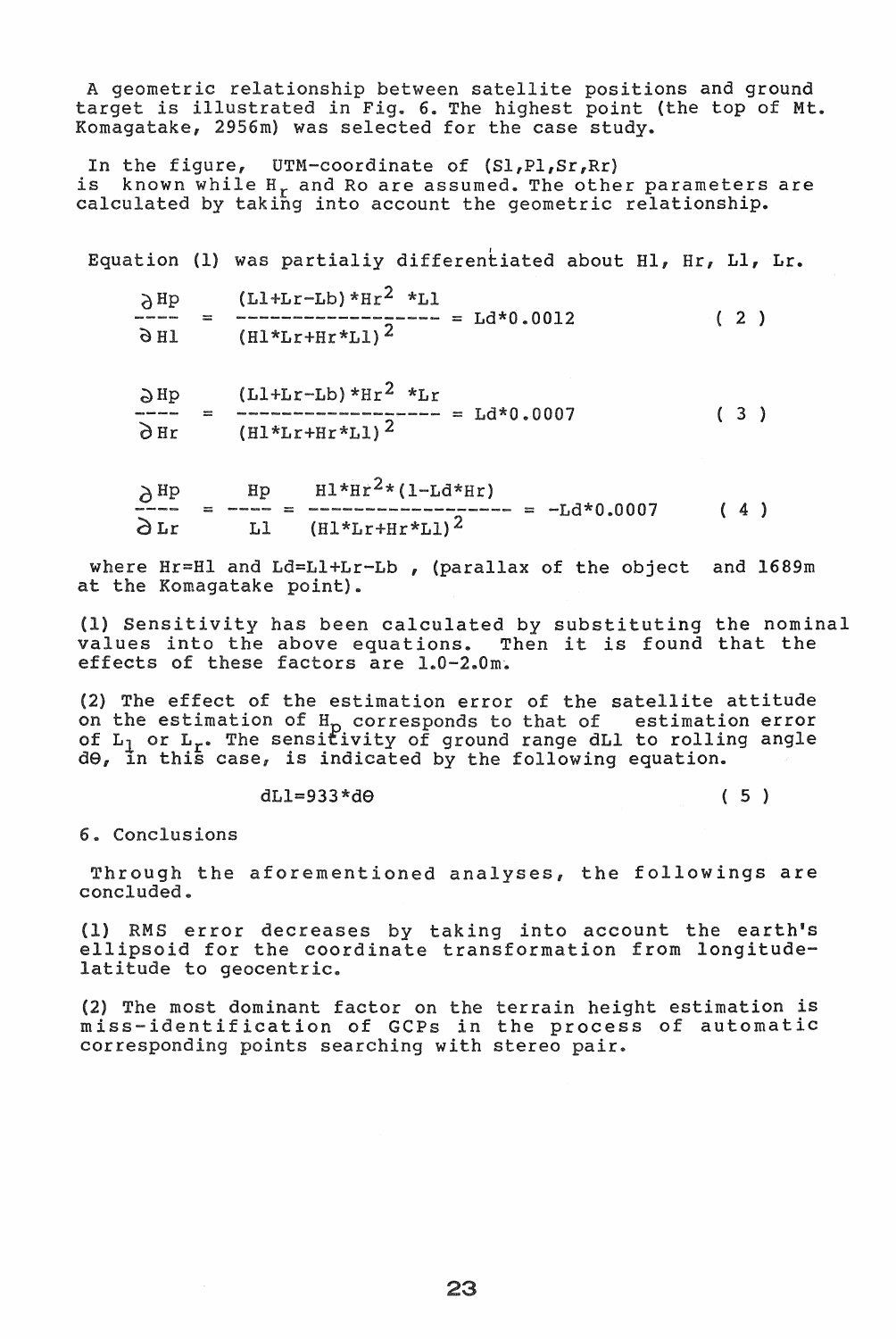A geometric relationship between satellite positions and ground target is illustrated in Fig. 6. The highest point (the top of Mt. Komagatake, 2956m) was selected for the case study.

In the figure, UTM-coordinate of (Sl,Pl,Sr,Rr) is known while $H_r$ and Ro are assumed. The other parameters are calculated by taking into account the geometric relationship.

Equation (1) was partialiy differentiated about Hl, Hr, Ll, Lr.

$$\frac{\partial Hp}{\partial Hl} = \frac{(Ll+Lr-Lb)*Hr^2 *Ll}{(Hl*Lr+Hr*Ll)^2} = Ld*0.0012 \qquad (2)$$

$$\frac{\partial Hp}{\partial Hr} = \frac{(Ll+Lr-Lb)*Hr^2 *Lr}{(Hl*Lr+Hr*Ll)^2} = Ld*0.0007 \qquad (3)$$

$$\frac{\partial Hp}{\partial Lr} = \frac{Hp}{Ll} = \frac{Hl*Hr^2*(1-Ld*Hr)}{(Hl*Lr+Hr*Ll)^2} = -Ld*0.0007 \qquad (4)$$

where Hr=Hl and Ld=Ll+Lr-Lb , (parallax of the object and 1689m at the Komagatake point).

(1) Sensitivity has been calculated by substituting the nominal values into the above equations. Then it is found that the effects of these factors are 1.0-2.0m.

(2) The effect of the estimation error of the satellite attitude on the estimation of $H_p$ corresponds to that of estimation error of $L_l$ or $L_r$. The sensitivity of ground range dLl to rolling angle $d\theta$, in this case, is indicated by the following equation.

$$dLl=933*d\theta \qquad (5)$$

## 6. Conclusions

Through the aforementioned analyses, the followings are concluded.

(1) RMS error decreases by taking into account the earth's ellipsoid for the coordinate transformation from longitude-latitude to geocentric.

(2) The most dominant factor on the terrain height estimation is miss-identification of GCPs in the process of automatic corresponding points searching with stereo pair.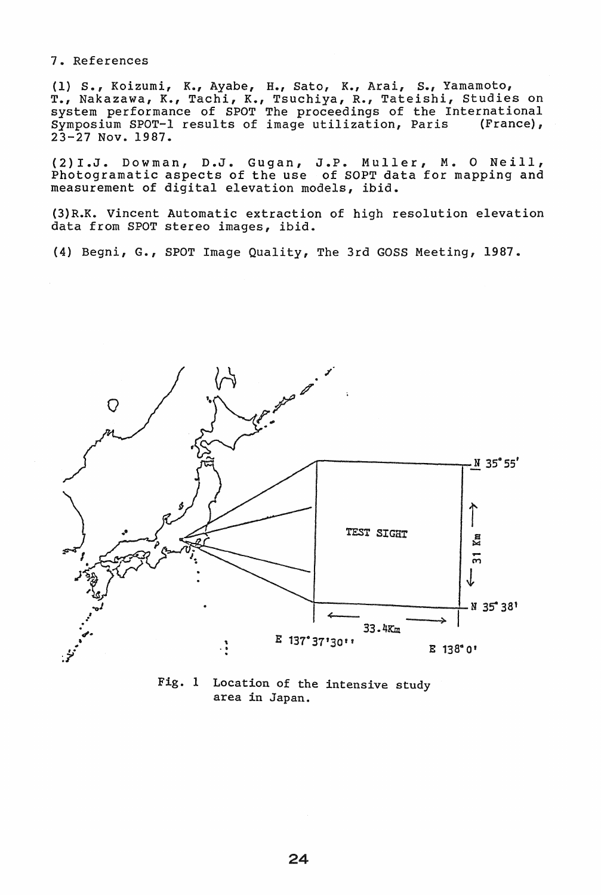7. References

(1) S., Koizumi, K., Ayabe, H., Sato, K., Arai, S., Yamamoto, T., Nakazawa, K., Tachi, K., Tsuchiya, R., Tateishi, Studies on system performance of SPOT The proceedings of the International Symposium SPOT-1 results of image utilization, Paris (France), 23-27 Nov. 1987.

(2) I.J. Dowman, D.J. Gugan, J.P. Muller, M. O Neill, Photogramatic aspects of the use of SOPT data for mapping and measurement of digital elevation models, ibid.

(3) R.K. Vincent Automatic extraction of high resolution elevation data from SPOT stereo images, ibid.

(4) Begni, G., SPOT Image Quality, The 3rd GOSS Meeting, 1987.

TEST SIGHT

N 35°55'

N 35°38'

31 Km

33.4Km

E 137°37'30''

E 138°0'

Fig. 1 Location of the intensive study area in Japan.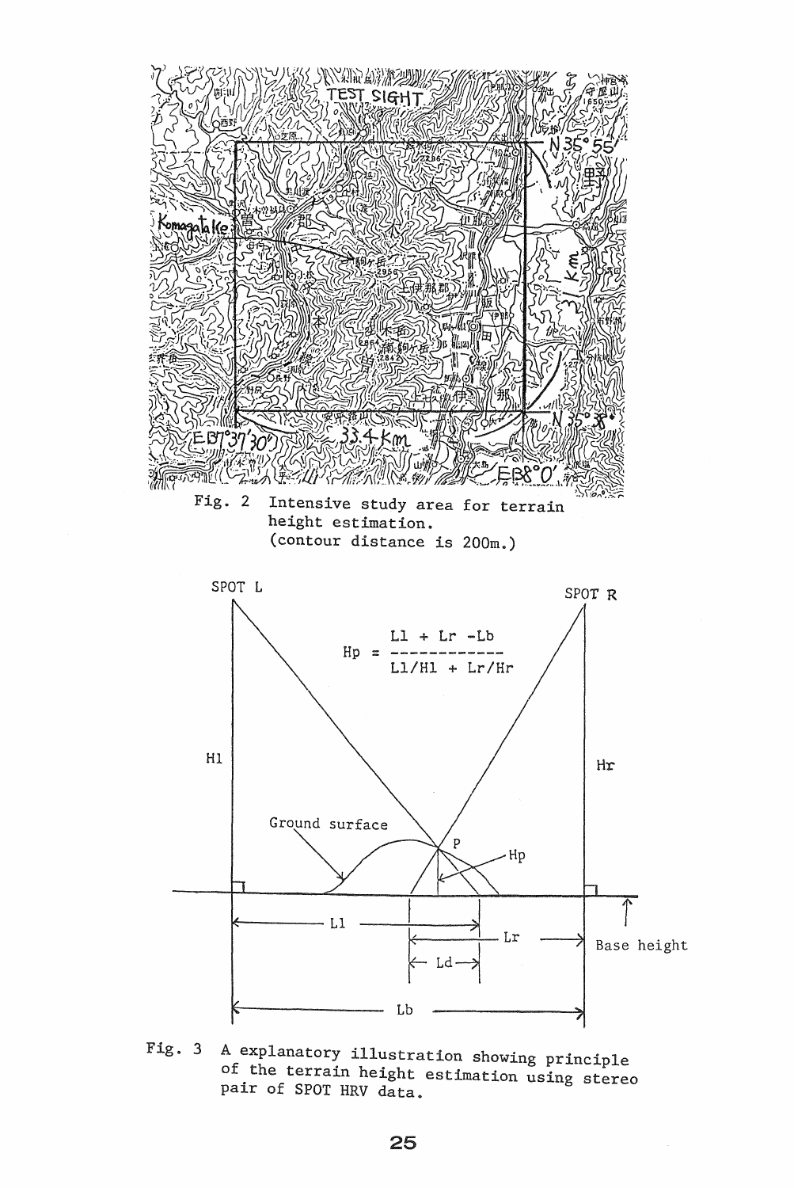Fig. 2 Intensive study area for terrain height estimation. (contour distance is 200m.)

$$H_p = \frac{L_l + L_r - L_b}{L_l/H_l + L_r/H_r}$$

Fig. 3 A explanatory illustration showing principle of the terrain height estimation using stereo pair of SPOT HRV data.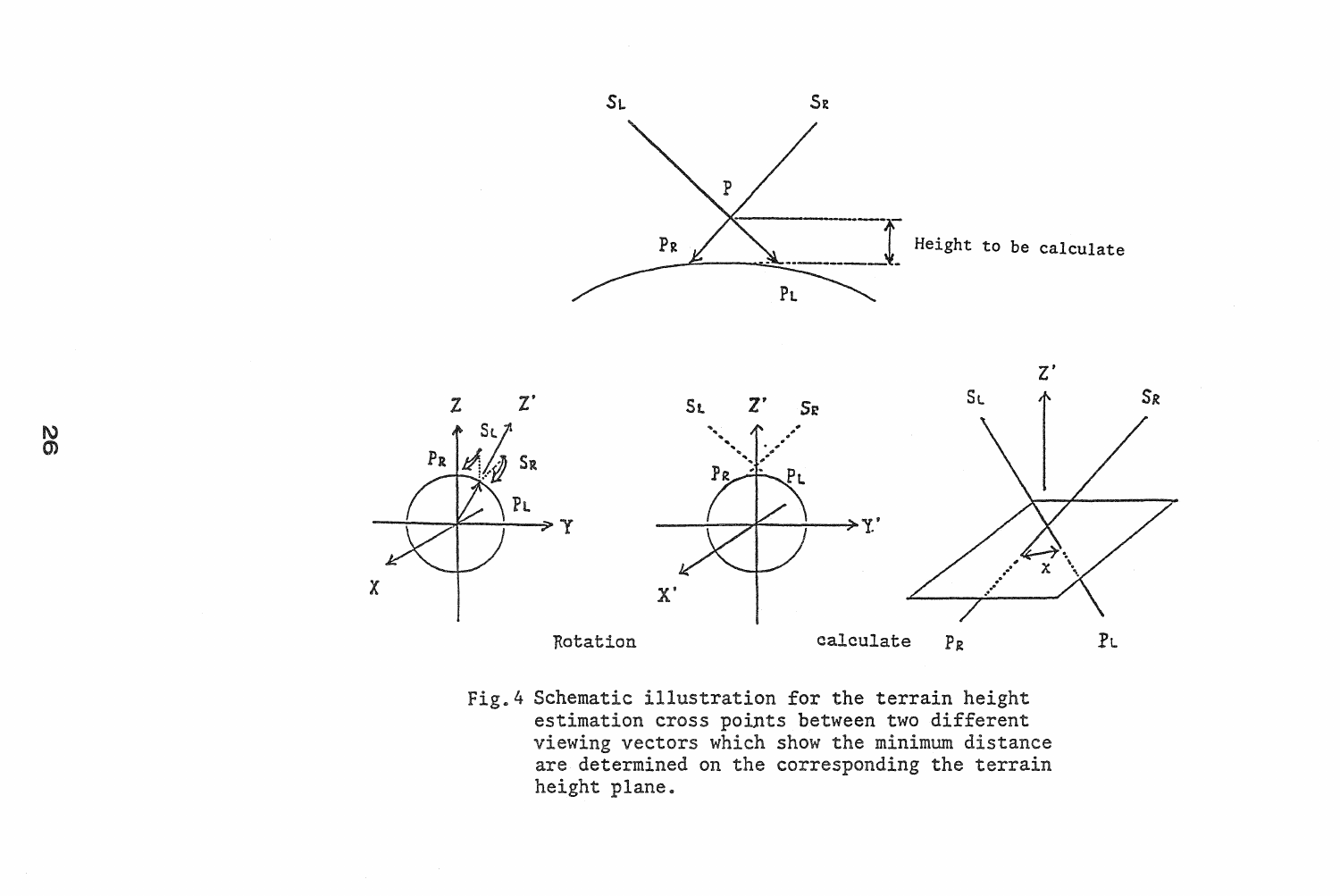Fig. 4 Schematic illustration for the terrain height estimation cross points between two different viewing vectors which show the minimum distance are determined on the corresponding the terrain height plane.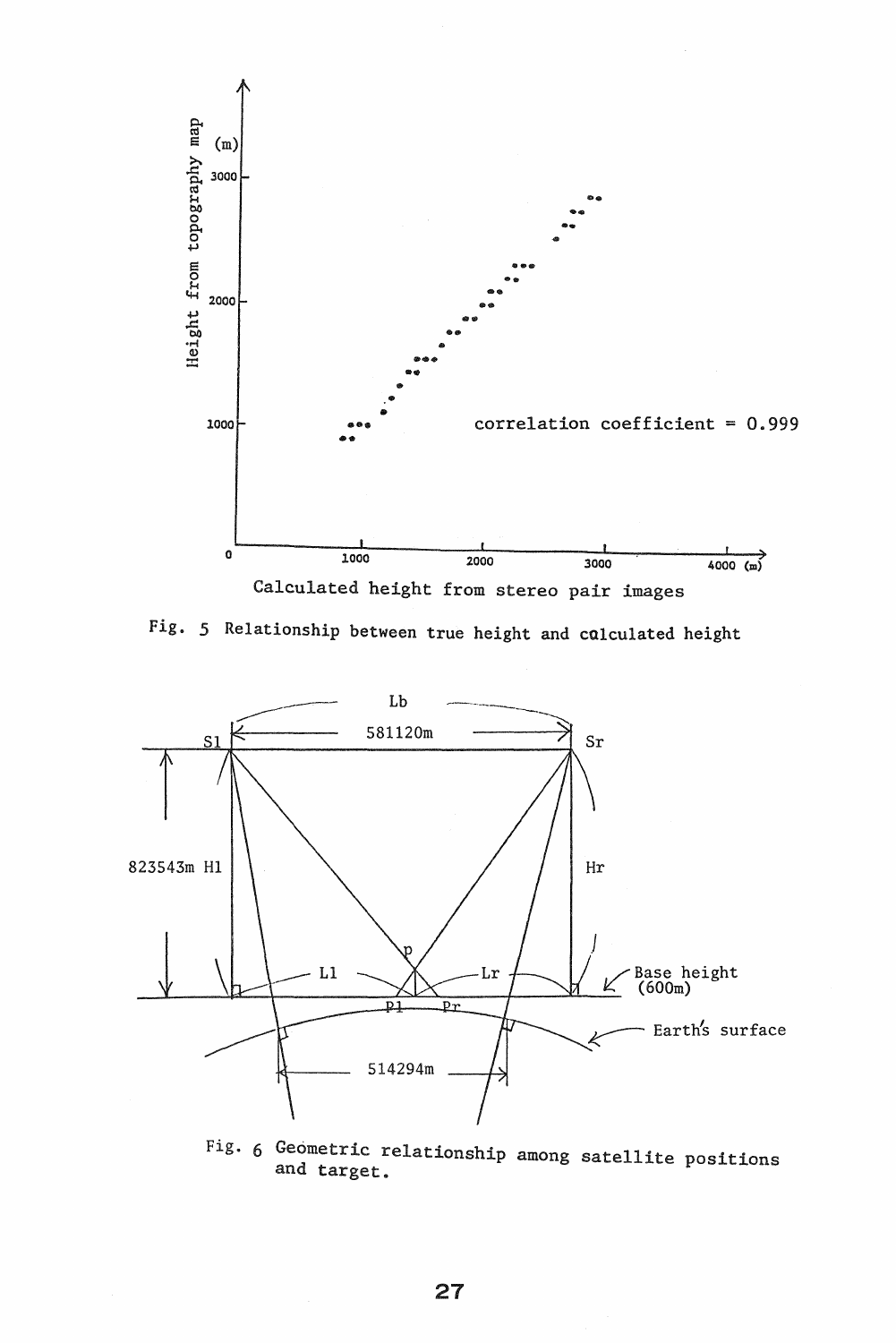Fig. 5 Relationship between true height and calculated height

Fig. 6 Geometric relationship among satellite positions and target.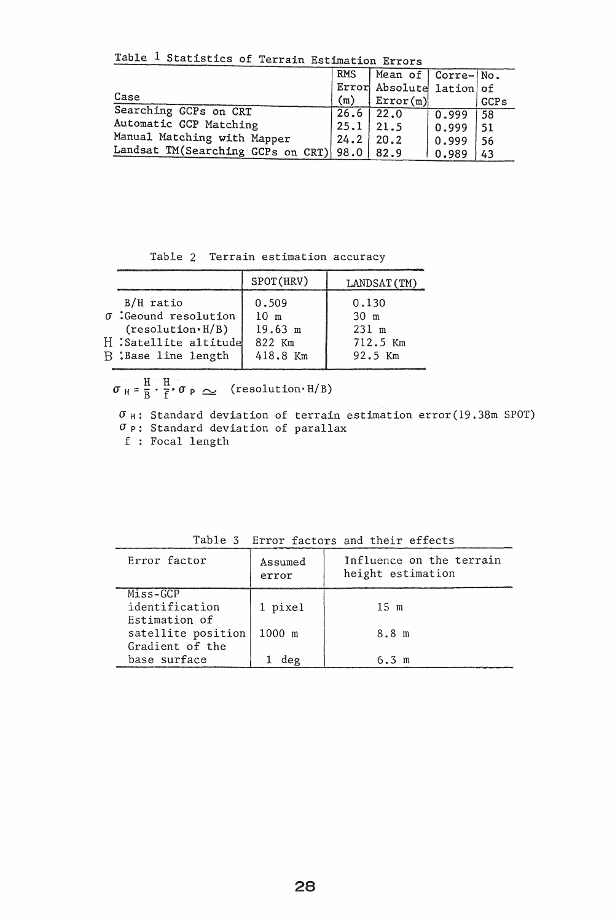Table 1 Statistics of Terrain Estimation Errors

| Case | RMS Error (m) | Mean of Absolute Error(m) | Corre-lation | No. of GCPs |
|---|---|---|---|---|
| Searching GCPs on CRT | 26.6 | 22.0 | 0.999 | 58 |
| Automatic GCP Matching | 25.1 | 21.5 | 0.999 | 51 |
| Manual Matching with Mapper | 24.2 | 20.2 | 0.999 | 56 |
| Landsat TM(Searching GCPs on CRT) | 98.0 | 82.9 | 0.989 | 43 |

Table 2 Terrain estimation accuracy

| | SPOT(HRV) | LANDSAT(TM) |
|---|---|---|
| B/H ratio | 0.509 | 0.130 |
| $\sigma$ :Geound resolution | 10 m | 30 m |
| (resolution·H/B) | 19.63 m | 231 m |
| H :Satellite altitude | 822 Km | 712.5 Km |
| B :Base line length | 418.8 Km | 92.5 Km |

$$\sigma_H = \frac{H}{B} \cdot \frac{H}{f} \cdot \sigma_P \simeq \text{(resolution} \cdot \text{H/B)}$$

$\sigma_H$: Standard deviation of terrain estimation error(19.38m SPOT)

$\sigma_P$: Standard deviation of parallax

f : Focal length

Table 3 Error factors and their effects

| Error factor | Assumed error | Influence on the terrain height estimation |
|---|---|---|
| Miss-GCP identification | 1 pixel | 15 m |
| Estimation of satellite position | 1000 m | 8.8 m |
| Gradient of the base surface | 1 deg | 6.3 m |